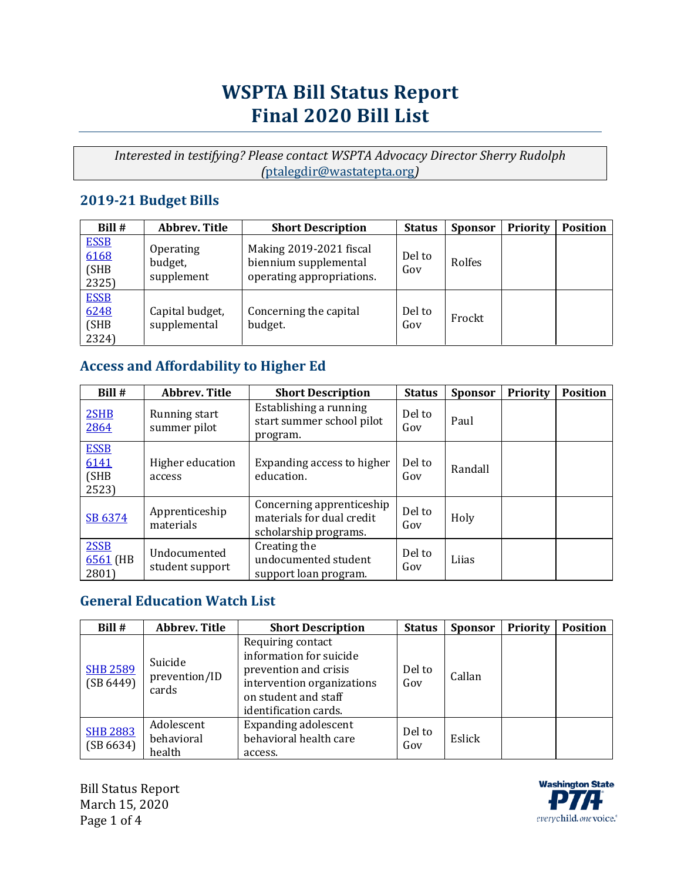# WSPTA Bill Status Report
# Final 2020 Bill List

*Interested in testifying? Please contact WSPTA Advocacy Director Sherry Rudolph (ptalegdir@wastatepta.org)*

## 2019-21 Budget Bills

| Bill # | Abbrev. Title | Short Description | Status | Sponsor | Priority | Position |
|---|---|---|---|---|---|---|
| ESSB 6168 (SHB 2325) | Operating budget, supplement | Making 2019-2021 fiscal biennium supplemental operating appropriations. | Del to Gov | Rolfes | | |
| ESSB 6248 (SHB 2324) | Capital budget, supplemental | Concerning the capital budget. | Del to Gov | Frockt | | |

## Access and Affordability to Higher Ed

| Bill # | Abbrev. Title | Short Description | Status | Sponsor | Priority | Position |
|---|---|---|---|---|---|---|
| 2SHB 2864 | Running start summer pilot | Establishing a running start summer school pilot program. | Del to Gov | Paul | | |
| ESSB 6141 (SHB 2523) | Higher education access | Expanding access to higher education. | Del to Gov | Randall | | |
| SB 6374 | Apprenticeship materials | Concerning apprenticeship materials for dual credit scholarship programs. | Del to Gov | Holy | | |
| 2SSB 6561 (HB 2801) | Undocumented student support | Creating the undocumented student support loan program. | Del to Gov | Liias | | |

## General Education Watch List

| Bill # | Abbrev. Title | Short Description | Status | Sponsor | Priority | Position |
|---|---|---|---|---|---|---|
| SHB 2589 (SB 6449) | Suicide prevention/ID cards | Requiring contact information for suicide prevention and crisis intervention organizations on student and staff identification cards. | Del to Gov | Callan | | |
| SHB 2883 (SB 6634) | Adolescent behavioral health | Expanding adolescent behavioral health care access. | Del to Gov | Eslick | | |

Bill Status Report
March 15, 2020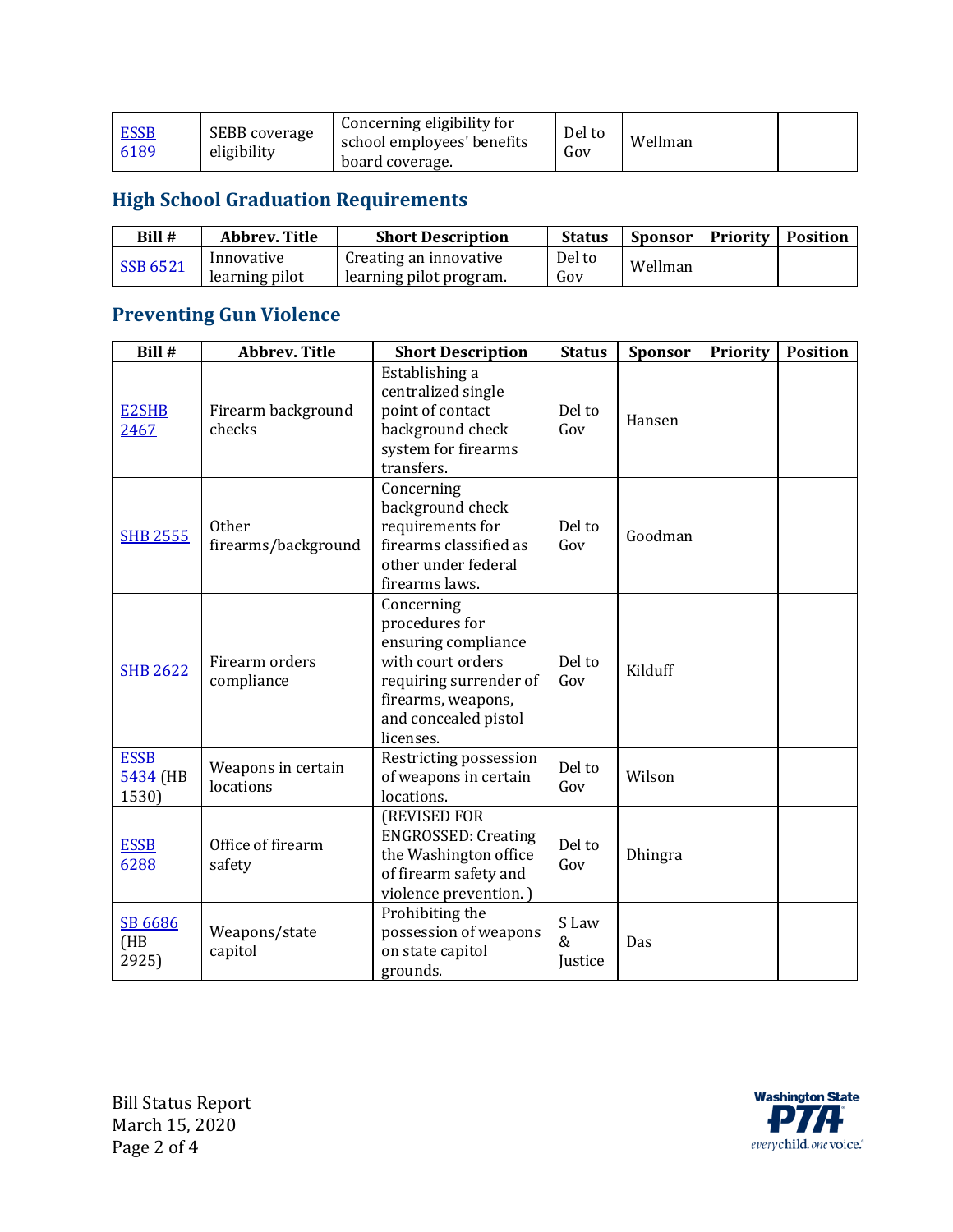| Bill # | Abbrev. Title | Short Description | Status | Sponsor | Priority | Position |
|---|---|---|---|---|---|---|
| ESSB 6189 | SEBB coverage eligibility | Concerning eligibility for school employees' benefits board coverage. | Del to Gov | Wellman | | |

## High School Graduation Requirements

| Bill # | Abbrev. Title | Short Description | Status | Sponsor | Priority | Position |
|---|---|---|---|---|---|---|
| SSB 6521 | Innovative learning pilot | Creating an innovative learning pilot program. | Del to Gov | Wellman | | |

## Preventing Gun Violence

| Bill # | Abbrev. Title | Short Description | Status | Sponsor | Priority | Position |
|---|---|---|---|---|---|---|
| E2SHB 2467 | Firearm background checks | Establishing a centralized single point of contact background check system for firearms transfers. | Del to Gov | Hansen | | |
| SHB 2555 | Other firearms/background | Concerning background check requirements for firearms classified as other under federal firearms laws. | Del to Gov | Goodman | | |
| SHB 2622 | Firearm orders compliance | Concerning procedures for ensuring compliance with court orders requiring surrender of firearms, weapons, and concealed pistol licenses. | Del to Gov | Kilduff | | |
| ESSB 5434 (HB 1530) | Weapons in certain locations | Restricting possession of weapons in certain locations. | Del to Gov | Wilson | | |
| ESSB 6288 | Office of firearm safety | (REVISED FOR ENGROSSED: Creating the Washington office of firearm safety and violence prevention. ) | Del to Gov | Dhingra | | |
| SB 6686 (HB 2925) | Weapons/state capitol | Prohibiting the possession of weapons on state capitol grounds. | S Law & Justice | Das | | |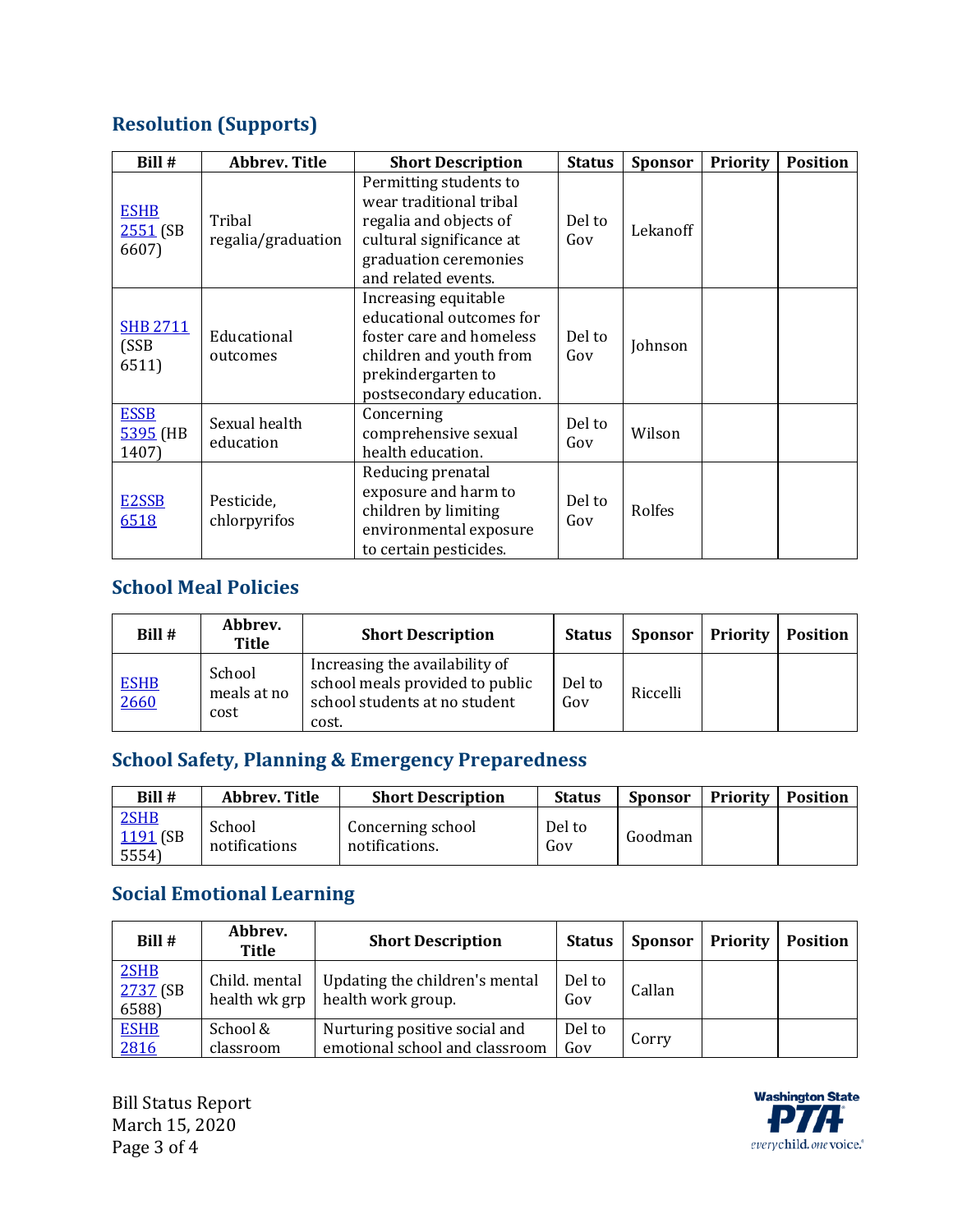## Resolution (Supports)

| Bill # | Abbrev. Title | Short Description | Status | Sponsor | Priority | Position |
|---|---|---|---|---|---|---|
| ESHB 2551 (SB 6607) | Tribal regalia/graduation | Permitting students to wear traditional tribal regalia and objects of cultural significance at graduation ceremonies and related events. | Del to Gov | Lekanoff | | |
| SHB 2711 (SSB 6511) | Educational outcomes | Increasing equitable educational outcomes for foster care and homeless children and youth from prekindergarten to postsecondary education. | Del to Gov | Johnson | | |
| ESSB 5395 (HB 1407) | Sexual health education | Concerning comprehensive sexual health education. | Del to Gov | Wilson | | |
| E2SSB 6518 | Pesticide, chlorpyrifos | Reducing prenatal exposure and harm to children by limiting environmental exposure to certain pesticides. | Del to Gov | Rolfes | | |

## School Meal Policies

| Bill # | Abbrev. Title | Short Description | Status | Sponsor | Priority | Position |
|---|---|---|---|---|---|---|
| ESHB 2660 | School meals at no cost | Increasing the availability of school meals provided to public school students at no student cost. | Del to Gov | Riccelli | | |

## School Safety, Planning & Emergency Preparedness

| Bill # | Abbrev. Title | Short Description | Status | Sponsor | Priority | Position |
|---|---|---|---|---|---|---|
| 2SHB 1191 (SB 5554) | School notifications | Concerning school notifications. | Del to Gov | Goodman | | |

## Social Emotional Learning

| Bill # | Abbrev. Title | Short Description | Status | Sponsor | Priority | Position |
|---|---|---|---|---|---|---|
| 2SHB 2737 (SB 6588) | Child. mental health wk grp | Updating the children's mental health work group. | Del to Gov | Callan | | |
| ESHB 2816 | School & classroom | Nurturing positive social and emotional school and classroom | Del to Gov | Corry | | |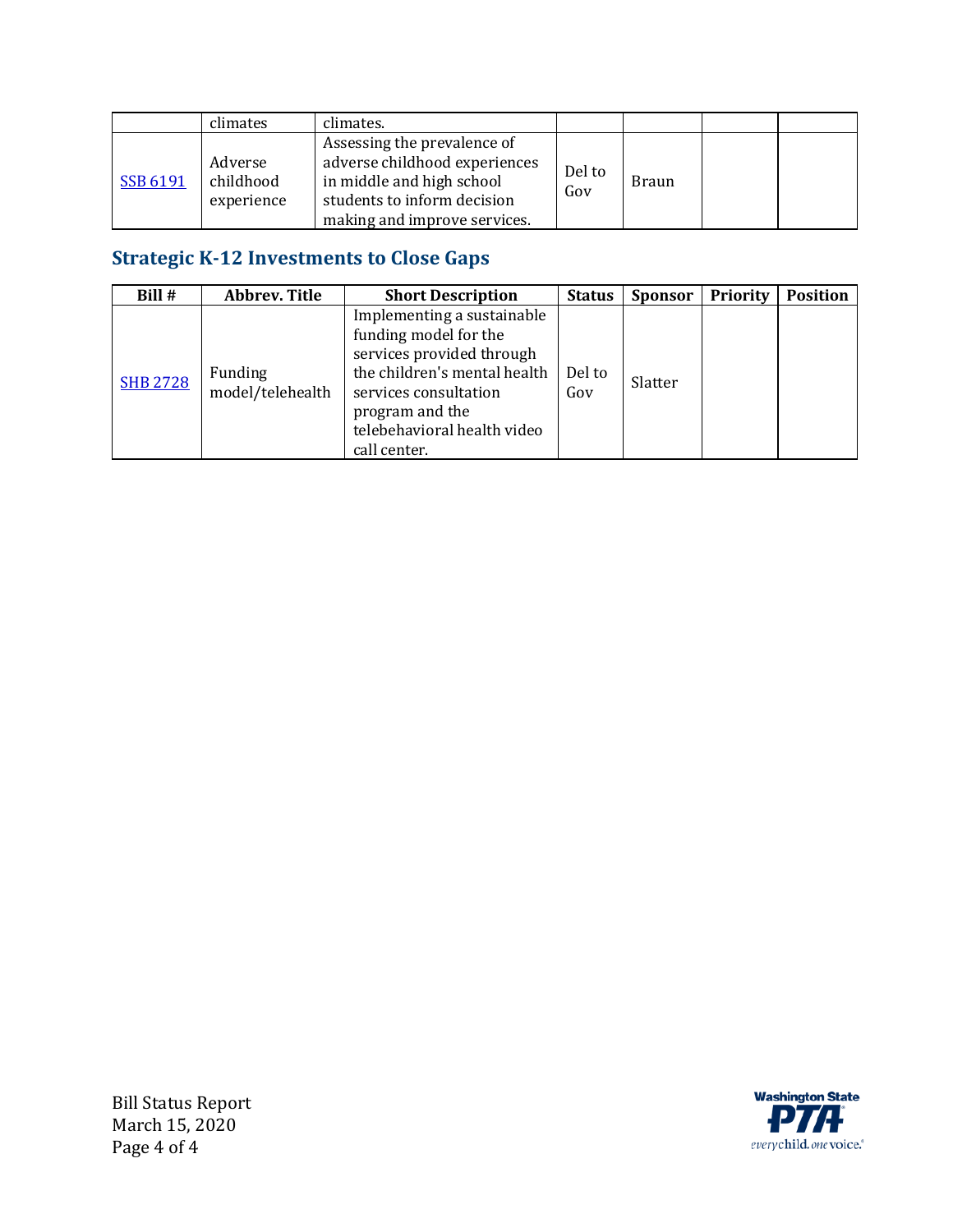| | | | | | | |
|---|---|---|---|---|---|---|
| | climates | climates. | | | | |
| [SSB 6191]() | Adverse childhood experience | Assessing the prevalence of adverse childhood experiences in middle and high school students to inform decision making and improve services. | Del to Gov | Braun | | |

## Strategic K-12 Investments to Close Gaps

| Bill # | Abbrev. Title | Short Description | Status | Sponsor | Priority | Position |
|---|---|---|---|---|---|---|
| [SHB 2728]() | Funding model/telehealth | Implementing a sustainable funding model for the services provided through the children's mental health services consultation program and the telebehavioral health video call center. | Del to Gov | Slatter | | |

Bill Status Report
March 15, 2020